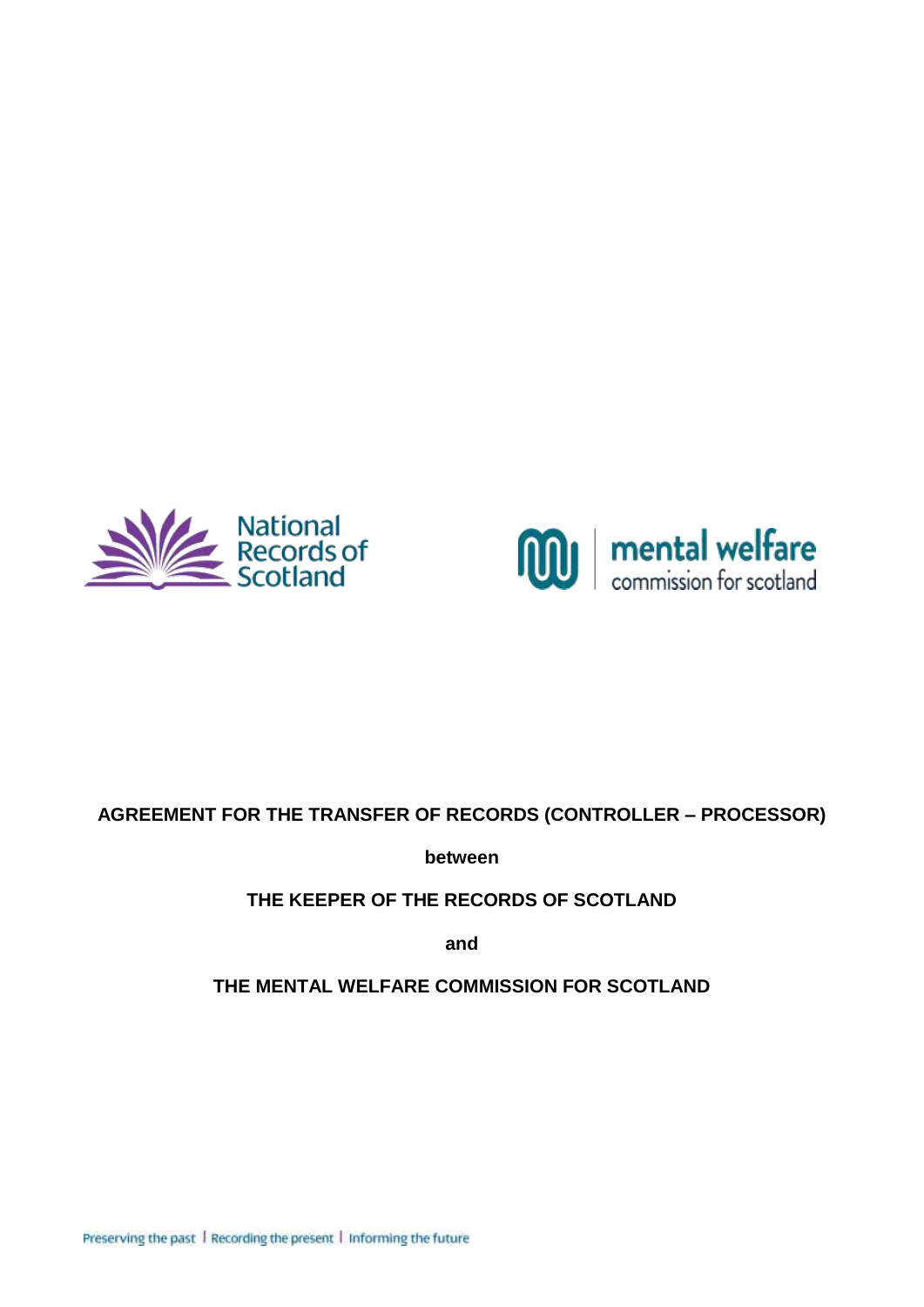**AGREEMENT FOR THE TRANSFER OF RECORDS (CONTROLLER – PROCESSOR)**

**between**

**THE KEEPER OF THE RECORDS OF SCOTLAND**

**and**

**THE MENTAL WELFARE COMMISSION FOR SCOTLAND**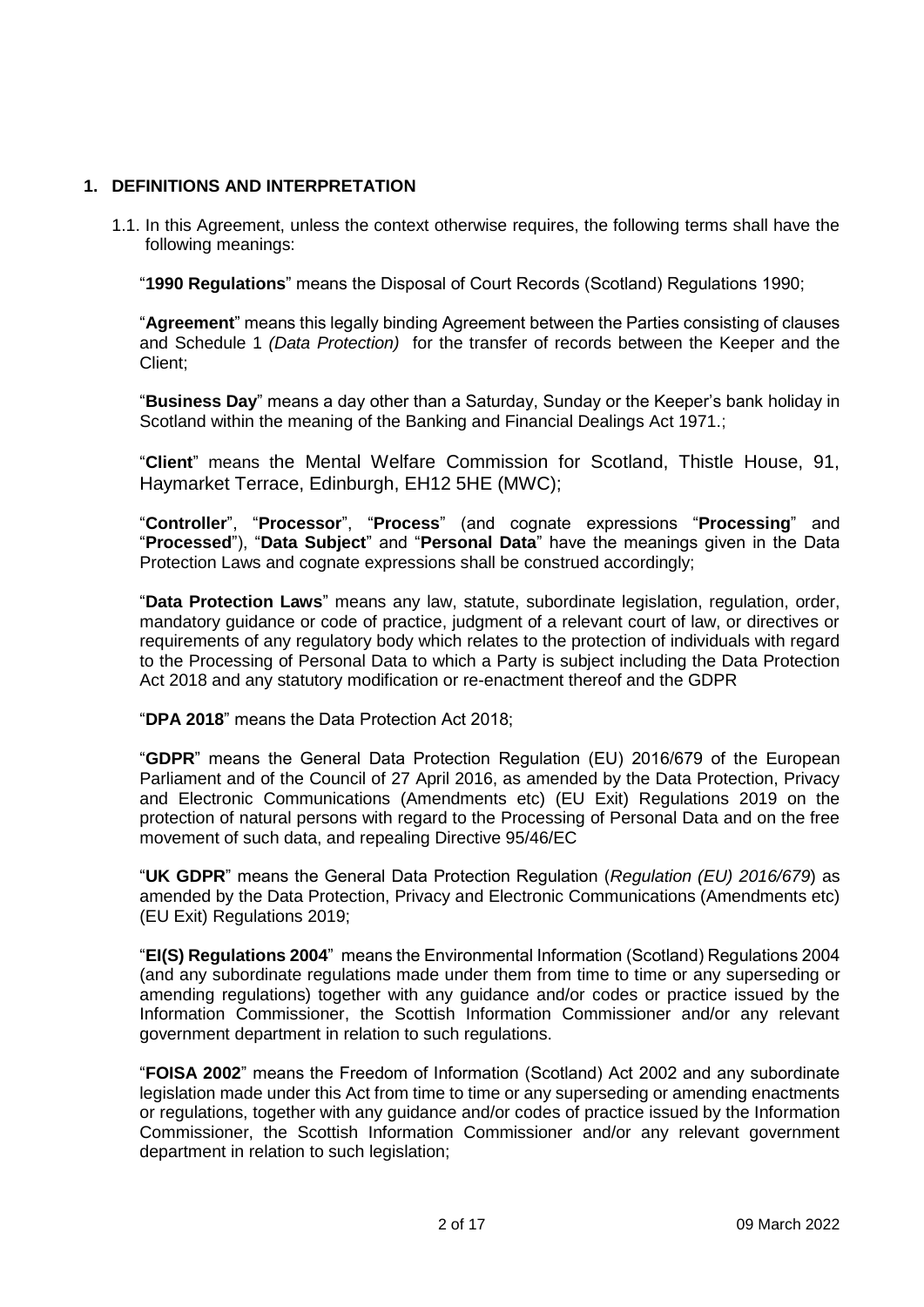## 1. DEFINITIONS AND INTERPRETATION

1.1. In this Agreement, unless the context otherwise requires, the following terms shall have the following meanings:

"**1990 Regulations**" means the Disposal of Court Records (Scotland) Regulations 1990;

"**Agreement**" means this legally binding Agreement between the Parties consisting of clauses and Schedule 1 *(Data Protection)* for the transfer of records between the Keeper and the Client;

"**Business Day**" means a day other than a Saturday, Sunday or the Keeper's bank holiday in Scotland within the meaning of the Banking and Financial Dealings Act 1971.;

"**Client**" means the Mental Welfare Commission for Scotland, Thistle House, 91, Haymarket Terrace, Edinburgh, EH12 5HE (MWC);

"**Controller**", "**Processor**", "**Process**" (and cognate expressions "**Processing**" and "**Processed**"), "**Data Subject**" and "**Personal Data**" have the meanings given in the Data Protection Laws and cognate expressions shall be construed accordingly;

"**Data Protection Laws**" means any law, statute, subordinate legislation, regulation, order, mandatory guidance or code of practice, judgment of a relevant court of law, or directives or requirements of any regulatory body which relates to the protection of individuals with regard to the Processing of Personal Data to which a Party is subject including the Data Protection Act 2018 and any statutory modification or re-enactment thereof and the GDPR

"**DPA 2018**" means the Data Protection Act 2018;

"**GDPR**" means the General Data Protection Regulation (EU) 2016/679 of the European Parliament and of the Council of 27 April 2016, as amended by the Data Protection, Privacy and Electronic Communications (Amendments etc) (EU Exit) Regulations 2019 on the protection of natural persons with regard to the Processing of Personal Data and on the free movement of such data, and repealing Directive 95/46/EC

"**UK GDPR**" means the General Data Protection Regulation (*Regulation (EU) 2016/679*) as amended by the Data Protection, Privacy and Electronic Communications (Amendments etc) (EU Exit) Regulations 2019;

"**EI(S) Regulations 2004**" means the Environmental Information (Scotland) Regulations 2004 (and any subordinate regulations made under them from time to time or any superseding or amending regulations) together with any guidance and/or codes or practice issued by the Information Commissioner, the Scottish Information Commissioner and/or any relevant government department in relation to such regulations.

"**FOISA 2002**" means the Freedom of Information (Scotland) Act 2002 and any subordinate legislation made under this Act from time to time or any superseding or amending enactments or regulations, together with any guidance and/or codes of practice issued by the Information Commissioner, the Scottish Information Commissioner and/or any relevant government department in relation to such legislation;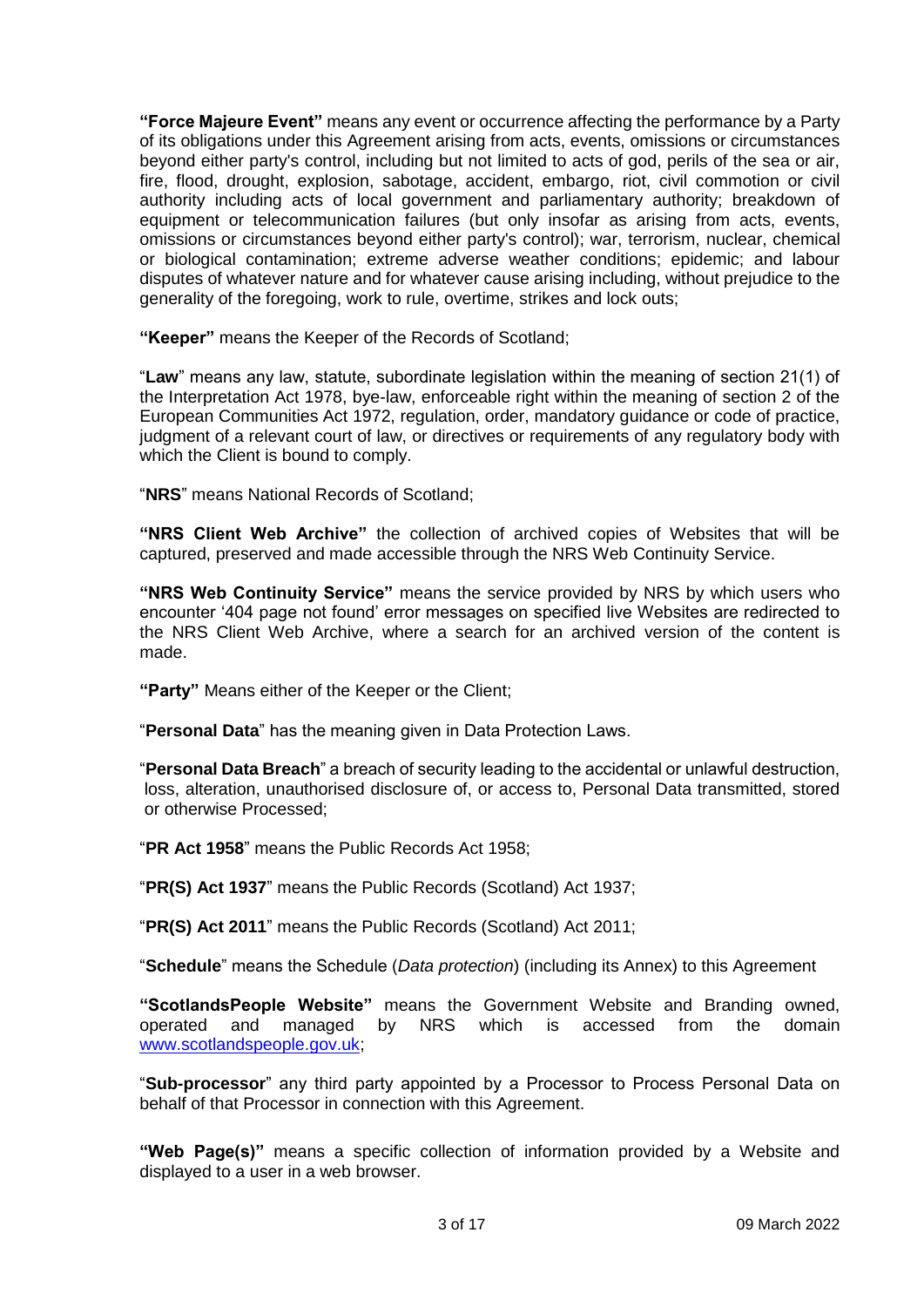**"Force Majeure Event"** means any event or occurrence affecting the performance by a Party of its obligations under this Agreement arising from acts, events, omissions or circumstances beyond either party's control, including but not limited to acts of god, perils of the sea or air, fire, flood, drought, explosion, sabotage, accident, embargo, riot, civil commotion or civil authority including acts of local government and parliamentary authority; breakdown of equipment or telecommunication failures (but only insofar as arising from acts, events, omissions or circumstances beyond either party's control); war, terrorism, nuclear, chemical or biological contamination; extreme adverse weather conditions; epidemic; and labour disputes of whatever nature and for whatever cause arising including, without prejudice to the generality of the foregoing, work to rule, overtime, strikes and lock outs;

**"Keeper"** means the Keeper of the Records of Scotland;

"**Law**" means any law, statute, subordinate legislation within the meaning of section 21(1) of the Interpretation Act 1978, bye-law, enforceable right within the meaning of section 2 of the European Communities Act 1972, regulation, order, mandatory guidance or code of practice, judgment of a relevant court of law, or directives or requirements of any regulatory body with which the Client is bound to comply.

"**NRS**" means National Records of Scotland;

**"NRS Client Web Archive"** the collection of archived copies of Websites that will be captured, preserved and made accessible through the NRS Web Continuity Service.

**"NRS Web Continuity Service"** means the service provided by NRS by which users who encounter '404 page not found' error messages on specified live Websites are redirected to the NRS Client Web Archive, where a search for an archived version of the content is made.

**"Party"** Means either of the Keeper or the Client;

"**Personal Data**" has the meaning given in Data Protection Laws.

"**Personal Data Breach**" a breach of security leading to the accidental or unlawful destruction, loss, alteration, unauthorised disclosure of, or access to, Personal Data transmitted, stored or otherwise Processed;

"**PR Act 1958**" means the Public Records Act 1958;

"**PR(S) Act 1937**" means the Public Records (Scotland) Act 1937;

"**PR(S) Act 2011**" means the Public Records (Scotland) Act 2011;

"**Schedule**" means the Schedule (*Data protection*) (including its Annex) to this Agreement

**"ScotlandsPeople Website"** means the Government Website and Branding owned, operated and managed by NRS which is accessed from the domain www.scotlandspeople.gov.uk;

"**Sub-processor**" any third party appointed by a Processor to Process Personal Data on behalf of that Processor in connection with this Agreement.

**"Web Page(s)"** means a specific collection of information provided by a Website and displayed to a user in a web browser.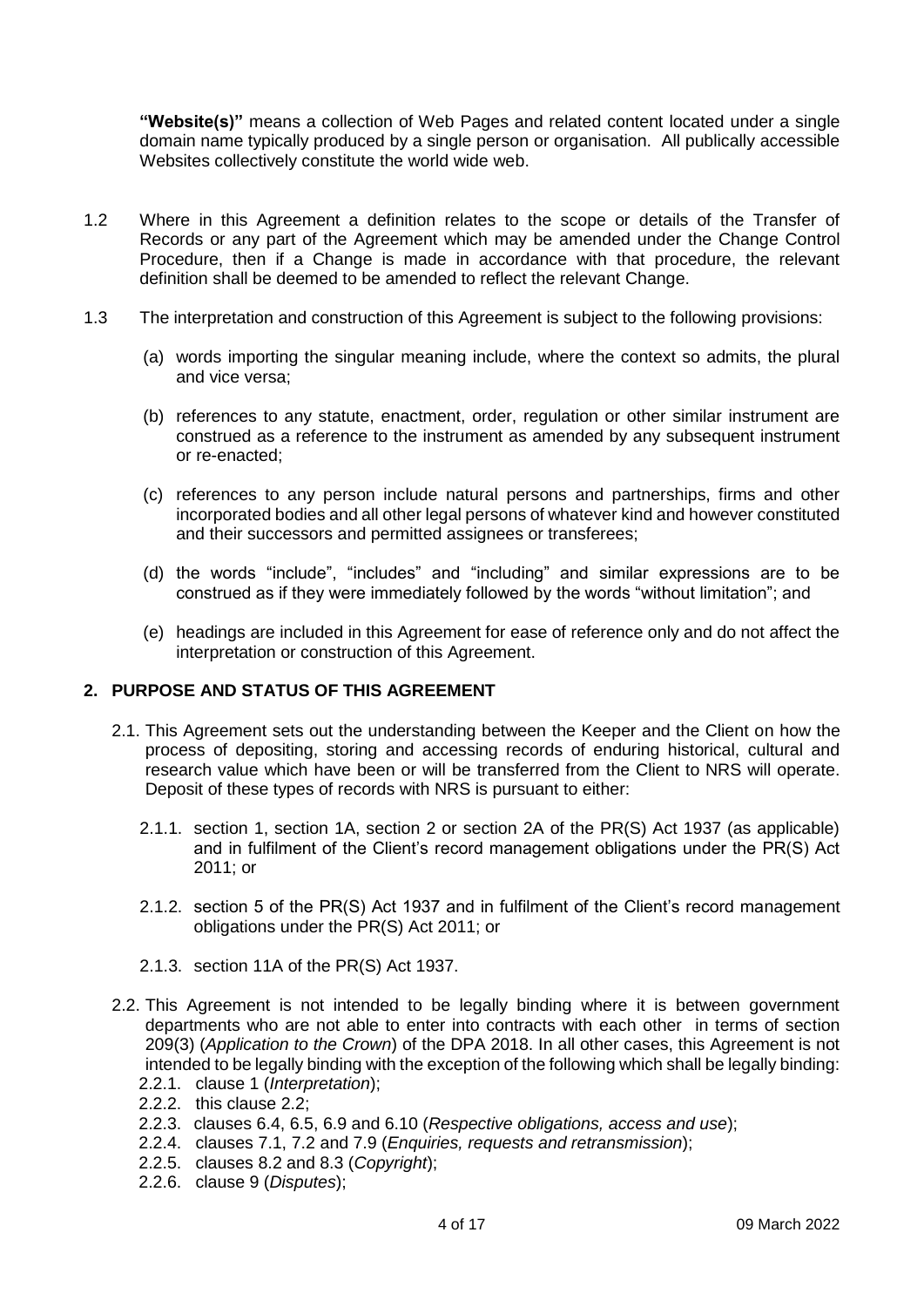**"Website(s)"** means a collection of Web Pages and related content located under a single domain name typically produced by a single person or organisation. All publically accessible Websites collectively constitute the world wide web.

1.2 Where in this Agreement a definition relates to the scope or details of the Transfer of Records or any part of the Agreement which may be amended under the Change Control Procedure, then if a Change is made in accordance with that procedure, the relevant definition shall be deemed to be amended to reflect the relevant Change.

1.3 The interpretation and construction of this Agreement is subject to the following provisions:

(a) words importing the singular meaning include, where the context so admits, the plural and vice versa;

(b) references to any statute, enactment, order, regulation or other similar instrument are construed as a reference to the instrument as amended by any subsequent instrument or re-enacted;

(c) references to any person include natural persons and partnerships, firms and other incorporated bodies and all other legal persons of whatever kind and however constituted and their successors and permitted assignees or transferees;

(d) the words "include", "includes" and "including" and similar expressions are to be construed as if they were immediately followed by the words "without limitation"; and

(e) headings are included in this Agreement for ease of reference only and do not affect the interpretation or construction of this Agreement.

## 2. PURPOSE AND STATUS OF THIS AGREEMENT

2.1. This Agreement sets out the understanding between the Keeper and the Client on how the process of depositing, storing and accessing records of enduring historical, cultural and research value which have been or will be transferred from the Client to NRS will operate. Deposit of these types of records with NRS is pursuant to either:

2.1.1. section 1, section 1A, section 2 or section 2A of the PR(S) Act 1937 (as applicable) and in fulfilment of the Client's record management obligations under the PR(S) Act 2011; or

2.1.2. section 5 of the PR(S) Act 1937 and in fulfilment of the Client's record management obligations under the PR(S) Act 2011; or

2.1.3. section 11A of the PR(S) Act 1937.

2.2. This Agreement is not intended to be legally binding where it is between government departments who are not able to enter into contracts with each other in terms of section 209(3) (*Application to the Crown*) of the DPA 2018. In all other cases, this Agreement is not intended to be legally binding with the exception of the following which shall be legally binding:

2.2.1. clause 1 (*Interpretation*);

2.2.2. this clause 2.2;

2.2.3. clauses 6.4, 6.5, 6.9 and 6.10 (*Respective obligations, access and use*);

2.2.4. clauses 7.1, 7.2 and 7.9 (*Enquiries, requests and retransmission*);

2.2.5. clauses 8.2 and 8.3 (*Copyright*);

2.2.6. clause 9 (*Disputes*);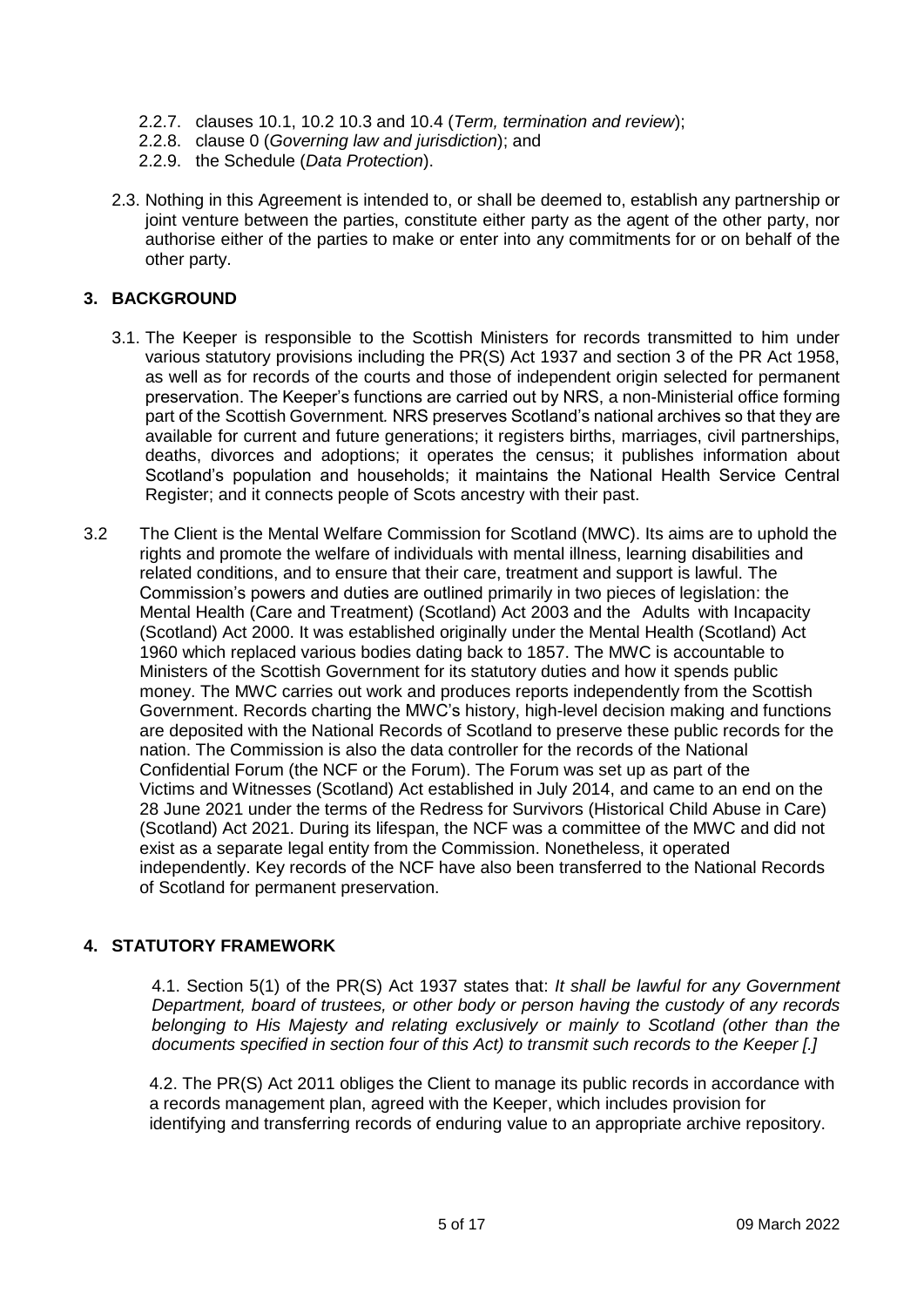2.2.7. clauses 10.1, 10.2 10.3 and 10.4 (*Term, termination and review*);
2.2.8. clause 0 (*Governing law and jurisdiction*); and
2.2.9. the Schedule (*Data Protection*).

2.3. Nothing in this Agreement is intended to, or shall be deemed to, establish any partnership or joint venture between the parties, constitute either party as the agent of the other party, nor authorise either of the parties to make or enter into any commitments for or on behalf of the other party.

## 3. BACKGROUND

3.1. The Keeper is responsible to the Scottish Ministers for records transmitted to him under various statutory provisions including the PR(S) Act 1937 and section 3 of the PR Act 1958, as well as for records of the courts and those of independent origin selected for permanent preservation. The Keeper's functions are carried out by NRS, a non-Ministerial office forming part of the Scottish Government*.* NRS preserves Scotland's national archives so that they are available for current and future generations; it registers births, marriages, civil partnerships, deaths, divorces and adoptions; it operates the census; it publishes information about Scotland's population and households; it maintains the National Health Service Central Register; and it connects people of Scots ancestry with their past.

3.2 The Client is the Mental Welfare Commission for Scotland (MWC). Its aims are to uphold the rights and promote the welfare of individuals with mental illness, learning disabilities and related conditions, and to ensure that their care, treatment and support is lawful. The Commission's powers and duties are outlined primarily in two pieces of legislation: the Mental Health (Care and Treatment) (Scotland) Act 2003 and the Adults with Incapacity (Scotland) Act 2000. It was established originally under the Mental Health (Scotland) Act 1960 which replaced various bodies dating back to 1857. The MWC is accountable to Ministers of the Scottish Government for its statutory duties and how it spends public money. The MWC carries out work and produces reports independently from the Scottish Government. Records charting the MWC's history, high-level decision making and functions are deposited with the National Records of Scotland to preserve these public records for the nation. The Commission is also the data controller for the records of the National Confidential Forum (the NCF or the Forum). The Forum was set up as part of the Victims and Witnesses (Scotland) Act established in July 2014, and came to an end on the 28 June 2021 under the terms of the Redress for Survivors (Historical Child Abuse in Care) (Scotland) Act 2021. During its lifespan, the NCF was a committee of the MWC and did not exist as a separate legal entity from the Commission. Nonetheless, it operated independently. Key records of the NCF have also been transferred to the National Records of Scotland for permanent preservation.

## 4. STATUTORY FRAMEWORK

4.1. Section 5(1) of the PR(S) Act 1937 states that: *It shall be lawful for any Government Department, board of trustees, or other body or person having the custody of any records belonging to His Majesty and relating exclusively or mainly to Scotland (other than the documents specified in section four of this Act) to transmit such records to the Keeper [.]*

4.2. The PR(S) Act 2011 obliges the Client to manage its public records in accordance with a records management plan, agreed with the Keeper, which includes provision for identifying and transferring records of enduring value to an appropriate archive repository.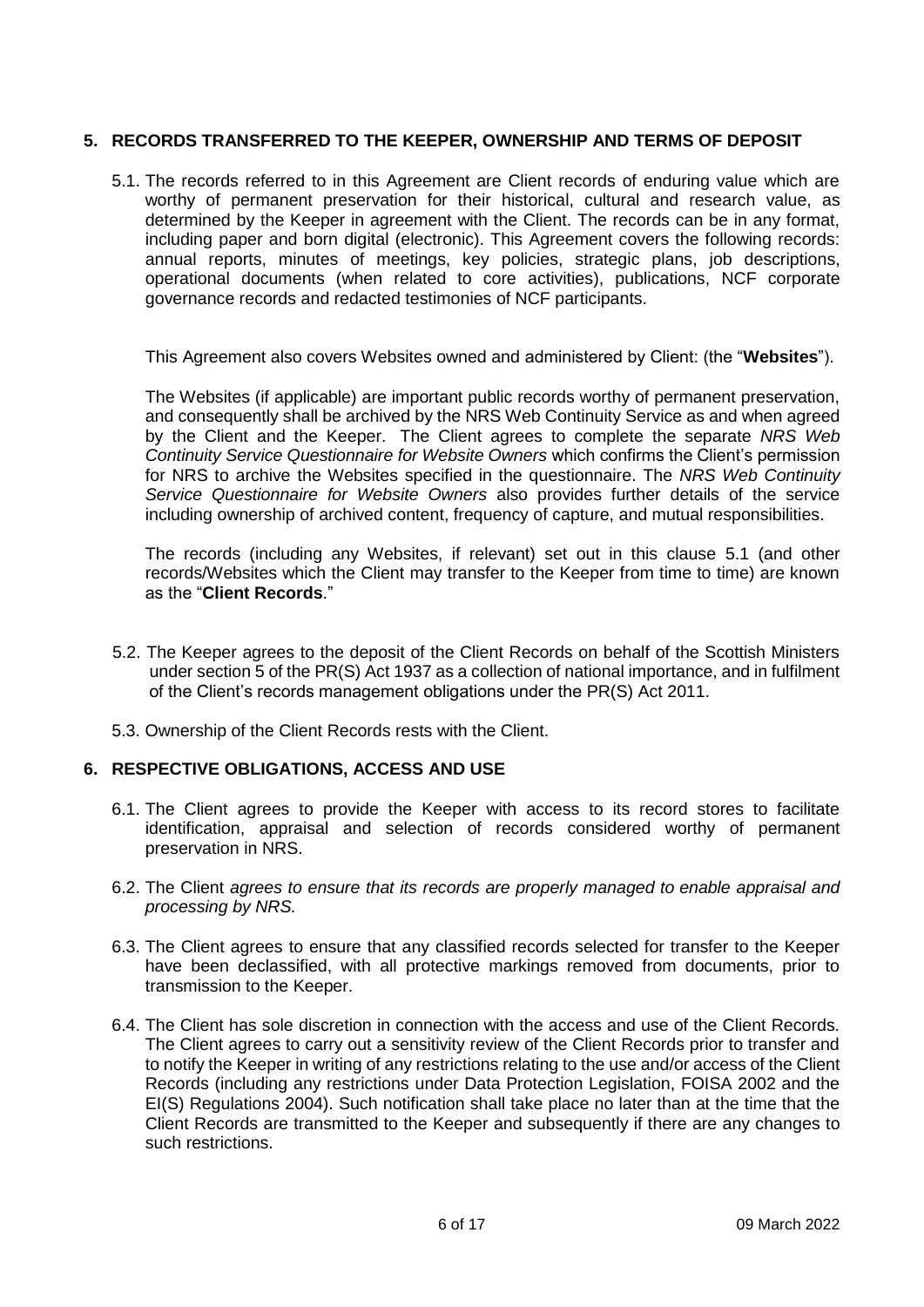## 5. RECORDS TRANSFERRED TO THE KEEPER, OWNERSHIP AND TERMS OF DEPOSIT

5.1. The records referred to in this Agreement are Client records of enduring value which are worthy of permanent preservation for their historical, cultural and research value, as determined by the Keeper in agreement with the Client. The records can be in any format, including paper and born digital (electronic). This Agreement covers the following records: annual reports, minutes of meetings, key policies, strategic plans, job descriptions, operational documents (when related to core activities), publications, NCF corporate governance records and redacted testimonies of NCF participants.

This Agreement also covers Websites owned and administered by Client: (the "**Websites**").

The Websites (if applicable) are important public records worthy of permanent preservation, and consequently shall be archived by the NRS Web Continuity Service as and when agreed by the Client and the Keeper. The Client agrees to complete the separate *NRS Web Continuity Service Questionnaire for Website Owners* which confirms the Client's permission for NRS to archive the Websites specified in the questionnaire. The *NRS Web Continuity Service Questionnaire for Website Owners* also provides further details of the service including ownership of archived content, frequency of capture, and mutual responsibilities.

The records (including any Websites, if relevant) set out in this clause 5.1 (and other records/Websites which the Client may transfer to the Keeper from time to time) are known as the "**Client Records**."

5.2. The Keeper agrees to the deposit of the Client Records on behalf of the Scottish Ministers under section 5 of the PR(S) Act 1937 as a collection of national importance, and in fulfilment of the Client's records management obligations under the PR(S) Act 2011.

5.3. Ownership of the Client Records rests with the Client.

## 6. RESPECTIVE OBLIGATIONS, ACCESS AND USE

6.1. The Client agrees to provide the Keeper with access to its record stores to facilitate identification, appraisal and selection of records considered worthy of permanent preservation in NRS.

6.2. The Client *agrees to ensure that its records are properly managed to enable appraisal and processing by NRS.*

6.3. The Client agrees to ensure that any classified records selected for transfer to the Keeper have been declassified, with all protective markings removed from documents, prior to transmission to the Keeper.

6.4. The Client has sole discretion in connection with the access and use of the Client Records. The Client agrees to carry out a sensitivity review of the Client Records prior to transfer and to notify the Keeper in writing of any restrictions relating to the use and/or access of the Client Records (including any restrictions under Data Protection Legislation, FOISA 2002 and the EI(S) Regulations 2004). Such notification shall take place no later than at the time that the Client Records are transmitted to the Keeper and subsequently if there are any changes to such restrictions.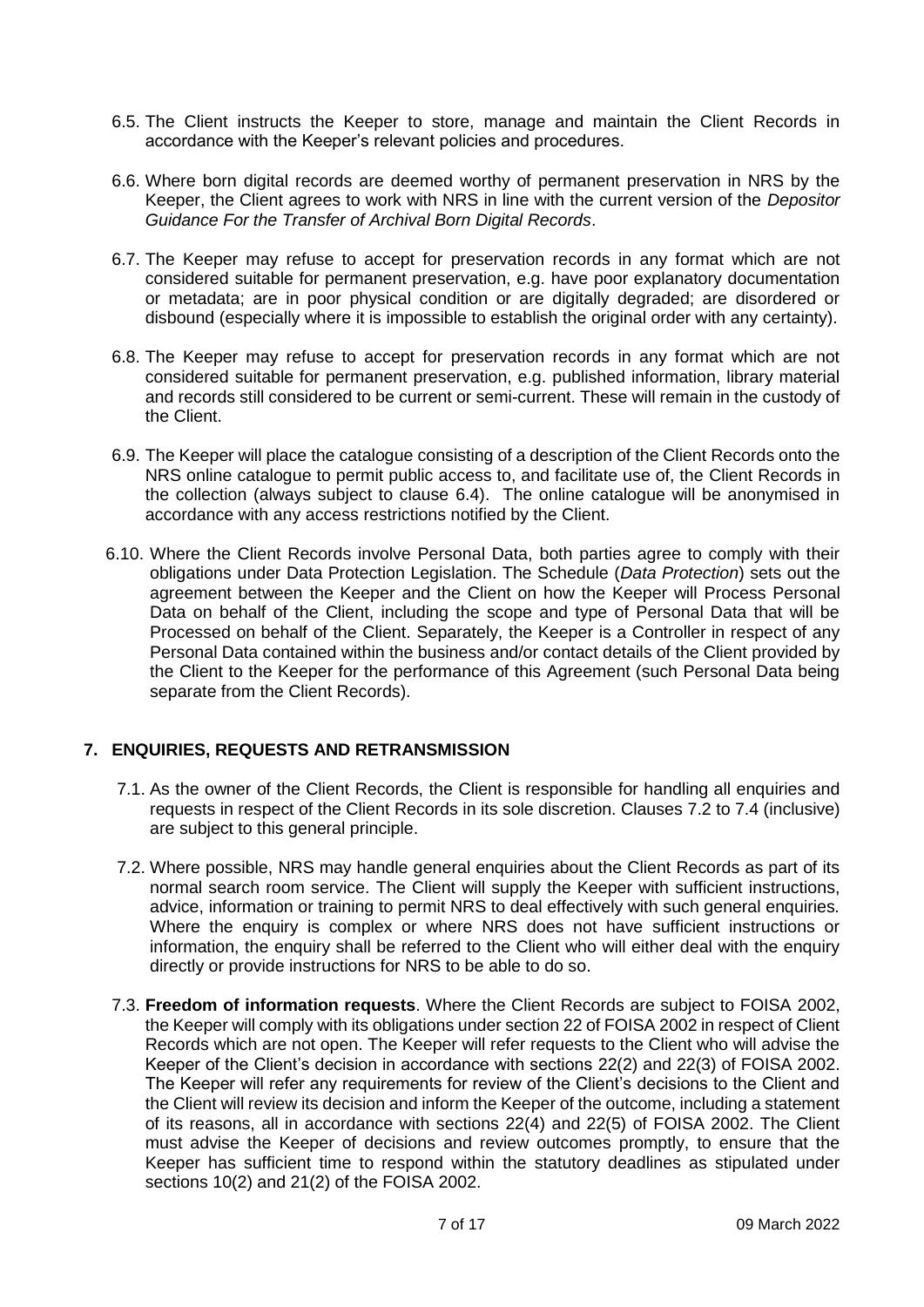6.5. The Client instructs the Keeper to store, manage and maintain the Client Records in accordance with the Keeper's relevant policies and procedures.

6.6. Where born digital records are deemed worthy of permanent preservation in NRS by the Keeper, the Client agrees to work with NRS in line with the current version of the *Depositor Guidance For the Transfer of Archival Born Digital Records*.

6.7. The Keeper may refuse to accept for preservation records in any format which are not considered suitable for permanent preservation, e.g. have poor explanatory documentation or metadata; are in poor physical condition or are digitally degraded; are disordered or disbound (especially where it is impossible to establish the original order with any certainty).

6.8. The Keeper may refuse to accept for preservation records in any format which are not considered suitable for permanent preservation, e.g. published information, library material and records still considered to be current or semi-current. These will remain in the custody of the Client.

6.9. The Keeper will place the catalogue consisting of a description of the Client Records onto the NRS online catalogue to permit public access to, and facilitate use of, the Client Records in the collection (always subject to clause 6.4). The online catalogue will be anonymised in accordance with any access restrictions notified by the Client.

6.10. Where the Client Records involve Personal Data, both parties agree to comply with their obligations under Data Protection Legislation. The Schedule (*Data Protection*) sets out the agreement between the Keeper and the Client on how the Keeper will Process Personal Data on behalf of the Client, including the scope and type of Personal Data that will be Processed on behalf of the Client. Separately, the Keeper is a Controller in respect of any Personal Data contained within the business and/or contact details of the Client provided by the Client to the Keeper for the performance of this Agreement (such Personal Data being separate from the Client Records).

## 7. ENQUIRIES, REQUESTS AND RETRANSMISSION

7.1. As the owner of the Client Records, the Client is responsible for handling all enquiries and requests in respect of the Client Records in its sole discretion. Clauses 7.2 to 7.4 (inclusive) are subject to this general principle.

7.2. Where possible, NRS may handle general enquiries about the Client Records as part of its normal search room service. The Client will supply the Keeper with sufficient instructions, advice, information or training to permit NRS to deal effectively with such general enquiries. Where the enquiry is complex or where NRS does not have sufficient instructions or information, the enquiry shall be referred to the Client who will either deal with the enquiry directly or provide instructions for NRS to be able to do so.

7.3. **Freedom of information requests**. Where the Client Records are subject to FOISA 2002, the Keeper will comply with its obligations under section 22 of FOISA 2002 in respect of Client Records which are not open. The Keeper will refer requests to the Client who will advise the Keeper of the Client's decision in accordance with sections 22(2) and 22(3) of FOISA 2002. The Keeper will refer any requirements for review of the Client's decisions to the Client and the Client will review its decision and inform the Keeper of the outcome, including a statement of its reasons, all in accordance with sections 22(4) and 22(5) of FOISA 2002. The Client must advise the Keeper of decisions and review outcomes promptly, to ensure that the Keeper has sufficient time to respond within the statutory deadlines as stipulated under sections 10(2) and 21(2) of the FOISA 2002.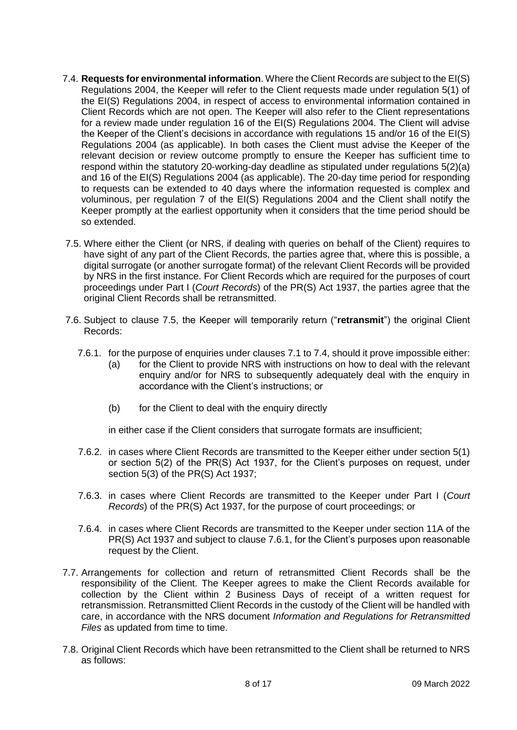7.4. **Requests for environmental information**. Where the Client Records are subject to the EI(S) Regulations 2004, the Keeper will refer to the Client requests made under regulation 5(1) of the EI(S) Regulations 2004, in respect of access to environmental information contained in Client Records which are not open. The Keeper will also refer to the Client representations for a review made under regulation 16 of the EI(S) Regulations 2004. The Client will advise the Keeper of the Client's decisions in accordance with regulations 15 and/or 16 of the EI(S) Regulations 2004 (as applicable). In both cases the Client must advise the Keeper of the relevant decision or review outcome promptly to ensure the Keeper has sufficient time to respond within the statutory 20-working-day deadline as stipulated under regulations 5(2)(a) and 16 of the EI(S) Regulations 2004 (as applicable). The 20-day time period for responding to requests can be extended to 40 days where the information requested is complex and voluminous, per regulation 7 of the EI(S) Regulations 2004 and the Client shall notify the Keeper promptly at the earliest opportunity when it considers that the time period should be so extended.

7.5. Where either the Client (or NRS, if dealing with queries on behalf of the Client) requires to have sight of any part of the Client Records, the parties agree that, where this is possible, a digital surrogate (or another surrogate format) of the relevant Client Records will be provided by NRS in the first instance. For Client Records which are required for the purposes of court proceedings under Part I (*Court Records*) of the PR(S) Act 1937, the parties agree that the original Client Records shall be retransmitted.

7.6. Subject to clause 7.5, the Keeper will temporarily return ("**retransmit**") the original Client Records:

7.6.1. for the purpose of enquiries under clauses 7.1 to 7.4, should it prove impossible either:

(a) for the Client to provide NRS with instructions on how to deal with the relevant enquiry and/or for NRS to subsequently adequately deal with the enquiry in accordance with the Client's instructions; or

(b) for the Client to deal with the enquiry directly

in either case if the Client considers that surrogate formats are insufficient;

7.6.2. in cases where Client Records are transmitted to the Keeper either under section 5(1) or section 5(2) of the PR(S) Act 1937, for the Client's purposes on request, under section 5(3) of the PR(S) Act 1937;

7.6.3. in cases where Client Records are transmitted to the Keeper under Part I (*Court Records*) of the PR(S) Act 1937, for the purpose of court proceedings; or

7.6.4. in cases where Client Records are transmitted to the Keeper under section 11A of the PR(S) Act 1937 and subject to clause 7.6.1, for the Client's purposes upon reasonable request by the Client.

7.7. Arrangements for collection and return of retransmitted Client Records shall be the responsibility of the Client. The Keeper agrees to make the Client Records available for collection by the Client within 2 Business Days of receipt of a written request for retransmission. Retransmitted Client Records in the custody of the Client will be handled with care, in accordance with the NRS document *Information and Regulations for Retransmitted Files* as updated from time to time.

7.8. Original Client Records which have been retransmitted to the Client shall be returned to NRS as follows: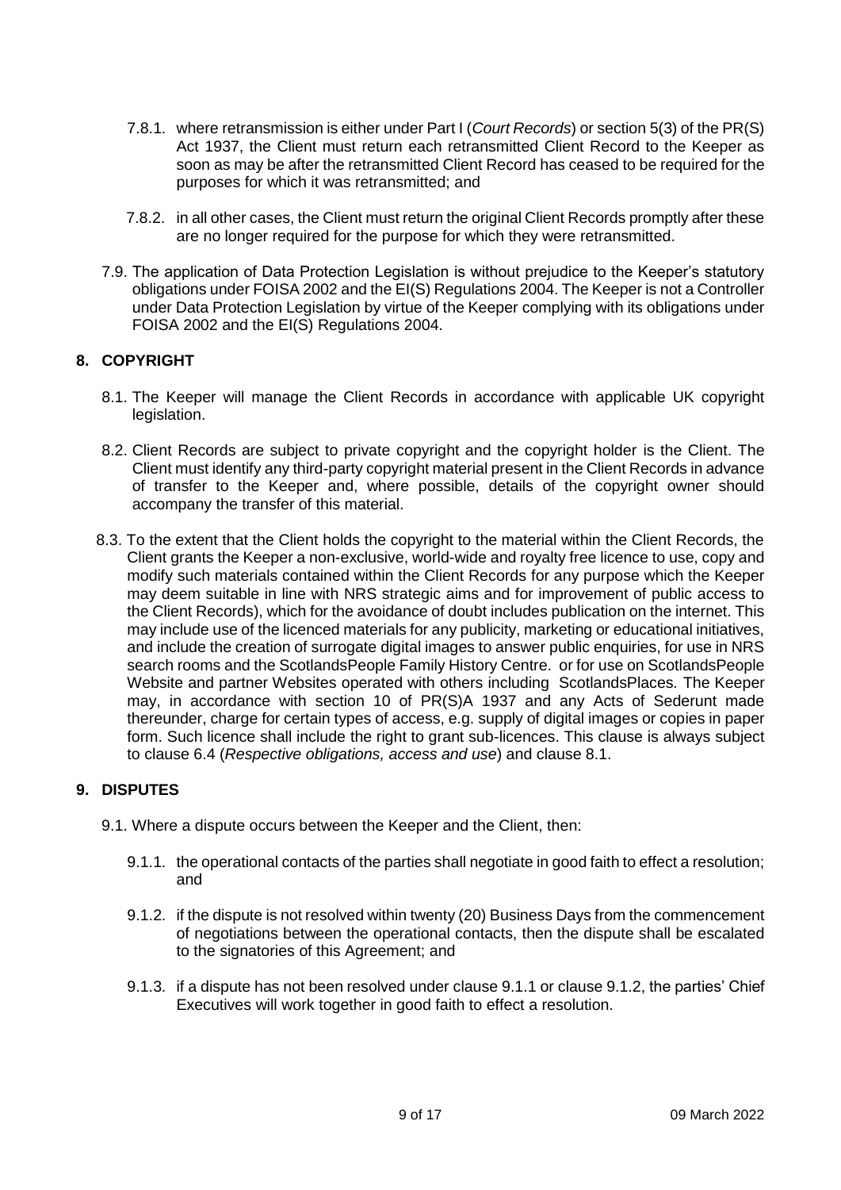7.8.1. where retransmission is either under Part I (*Court Records*) or section 5(3) of the PR(S) Act 1937, the Client must return each retransmitted Client Record to the Keeper as soon as may be after the retransmitted Client Record has ceased to be required for the purposes for which it was retransmitted; and

7.8.2. in all other cases, the Client must return the original Client Records promptly after these are no longer required for the purpose for which they were retransmitted.

7.9. The application of Data Protection Legislation is without prejudice to the Keeper's statutory obligations under FOISA 2002 and the EI(S) Regulations 2004. The Keeper is not a Controller under Data Protection Legislation by virtue of the Keeper complying with its obligations under FOISA 2002 and the EI(S) Regulations 2004.

## 8. COPYRIGHT

8.1. The Keeper will manage the Client Records in accordance with applicable UK copyright legislation.

8.2. Client Records are subject to private copyright and the copyright holder is the Client. The Client must identify any third-party copyright material present in the Client Records in advance of transfer to the Keeper and, where possible, details of the copyright owner should accompany the transfer of this material.

8.3. To the extent that the Client holds the copyright to the material within the Client Records, the Client grants the Keeper a non-exclusive, world-wide and royalty free licence to use, copy and modify such materials contained within the Client Records for any purpose which the Keeper may deem suitable in line with NRS strategic aims and for improvement of public access to the Client Records), which for the avoidance of doubt includes publication on the internet. This may include use of the licenced materials for any publicity, marketing or educational initiatives, and include the creation of surrogate digital images to answer public enquiries, for use in NRS search rooms and the ScotlandsPeople Family History Centre. or for use on ScotlandsPeople Website and partner Websites operated with others including ScotlandsPlaces. The Keeper may, in accordance with section 10 of PR(S)A 1937 and any Acts of Sederunt made thereunder, charge for certain types of access, e.g. supply of digital images or copies in paper form. Such licence shall include the right to grant sub-licences. This clause is always subject to clause 6.4 (*Respective obligations, access and use*) and clause 8.1.

## 9. DISPUTES

9.1. Where a dispute occurs between the Keeper and the Client, then:

9.1.1. the operational contacts of the parties shall negotiate in good faith to effect a resolution; and

9.1.2. if the dispute is not resolved within twenty (20) Business Days from the commencement of negotiations between the operational contacts, then the dispute shall be escalated to the signatories of this Agreement; and

9.1.3. if a dispute has not been resolved under clause 9.1.1 or clause 9.1.2, the parties' Chief Executives will work together in good faith to effect a resolution.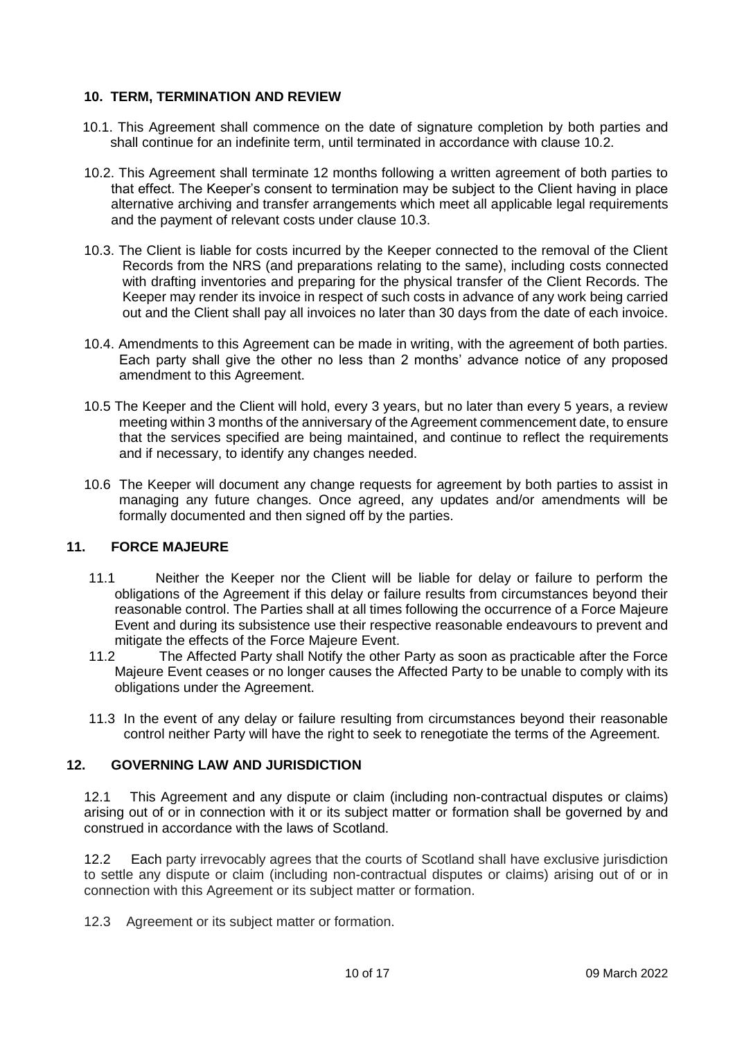## 10. TERM, TERMINATION AND REVIEW

10.1. This Agreement shall commence on the date of signature completion by both parties and shall continue for an indefinite term, until terminated in accordance with clause 10.2.

10.2. This Agreement shall terminate 12 months following a written agreement of both parties to that effect. The Keeper's consent to termination may be subject to the Client having in place alternative archiving and transfer arrangements which meet all applicable legal requirements and the payment of relevant costs under clause 10.3.

10.3. The Client is liable for costs incurred by the Keeper connected to the removal of the Client Records from the NRS (and preparations relating to the same), including costs connected with drafting inventories and preparing for the physical transfer of the Client Records. The Keeper may render its invoice in respect of such costs in advance of any work being carried out and the Client shall pay all invoices no later than 30 days from the date of each invoice.

10.4. Amendments to this Agreement can be made in writing, with the agreement of both parties. Each party shall give the other no less than 2 months' advance notice of any proposed amendment to this Agreement.

10.5 The Keeper and the Client will hold, every 3 years, but no later than every 5 years, a review meeting within 3 months of the anniversary of the Agreement commencement date, to ensure that the services specified are being maintained, and continue to reflect the requirements and if necessary, to identify any changes needed.

10.6 The Keeper will document any change requests for agreement by both parties to assist in managing any future changes. Once agreed, any updates and/or amendments will be formally documented and then signed off by the parties.

## 11. FORCE MAJEURE

11.1 Neither the Keeper nor the Client will be liable for delay or failure to perform the obligations of the Agreement if this delay or failure results from circumstances beyond their reasonable control. The Parties shall at all times following the occurrence of a Force Majeure Event and during its subsistence use their respective reasonable endeavours to prevent and mitigate the effects of the Force Majeure Event.

11.2 The Affected Party shall Notify the other Party as soon as practicable after the Force Majeure Event ceases or no longer causes the Affected Party to be unable to comply with its obligations under the Agreement.

11.3 In the event of any delay or failure resulting from circumstances beyond their reasonable control neither Party will have the right to seek to renegotiate the terms of the Agreement.

## 12. GOVERNING LAW AND JURISDICTION

12.1 This Agreement and any dispute or claim (including non-contractual disputes or claims) arising out of or in connection with it or its subject matter or formation shall be governed by and construed in accordance with the laws of Scotland.

12.2 Each party irrevocably agrees that the courts of Scotland shall have exclusive jurisdiction to settle any dispute or claim (including non-contractual disputes or claims) arising out of or in connection with this Agreement or its subject matter or formation.

12.3 Agreement or its subject matter or formation.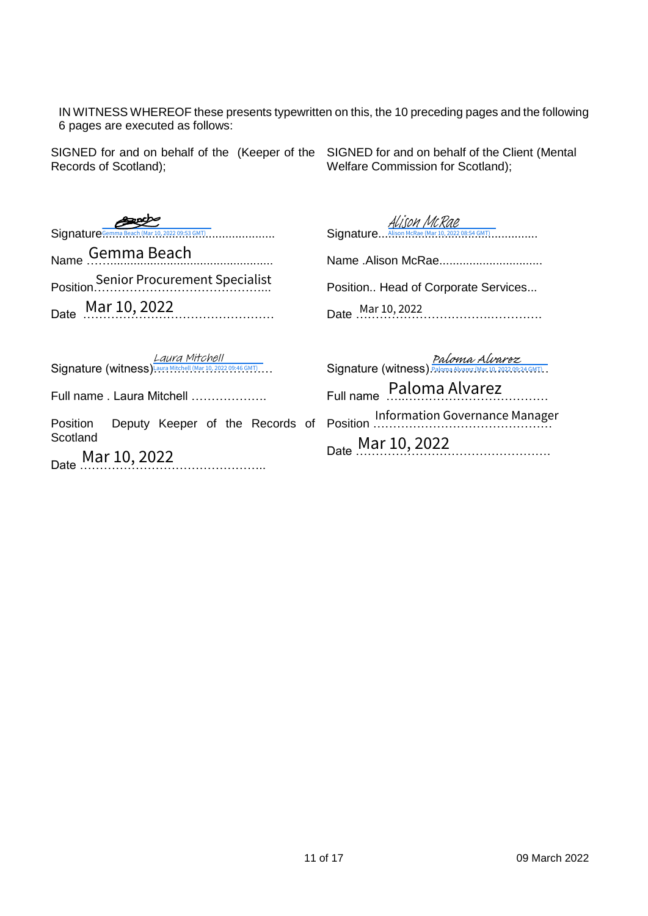IN WITNESS WHEREOF these presents typewritten on this, the 10 preceding pages and the following 6 pages are executed as follows:

SIGNED for and on behalf of the (Keeper of the Records of Scotland);

Signature Gemma Beach (Mar 10, 2022 09:53 GMT)

Name Gemma Beach

Position Senior Procurement Specialist

Date Mar 10, 2022

Signature (witness) Laura Mitchell (Mar 10, 2022 09:46 GMT)

Full name . Laura Mitchell

Position Deputy Keeper of the Records of Scotland

Date Mar 10, 2022

SIGNED for and on behalf of the Client (Mental Welfare Commission for Scotland);

Signature Alison McRae (Mar 10, 2022 08:54 GMT)

Name .Alison McRae

Position.. Head of Corporate Services...

Date Mar 10, 2022

Signature (witness) Paloma Alvarez (Mar 10, 2022 08:24 GMT)

Full name Paloma Alvarez

Position Information Governance Manager

Date Mar 10, 2022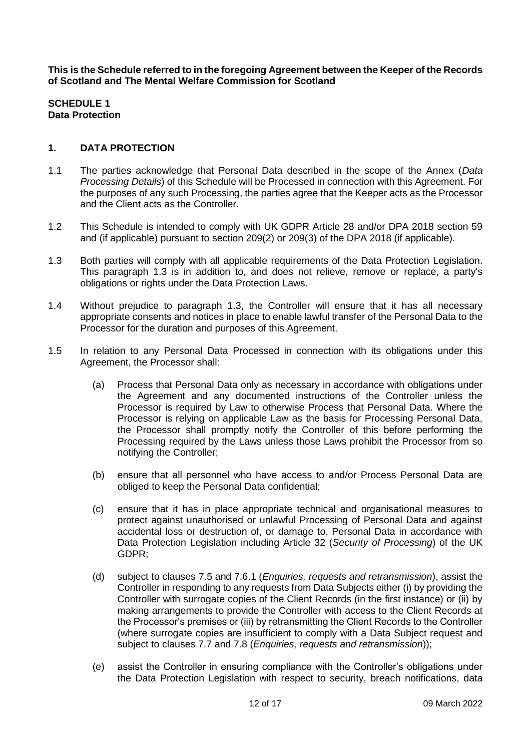**This is the Schedule referred to in the foregoing Agreement between the Keeper of the Records of Scotland and The Mental Welfare Commission for Scotland**

**SCHEDULE 1**
**Data Protection**

## 1. DATA PROTECTION

1.1 The parties acknowledge that Personal Data described in the scope of the Annex (*Data Processing Details*) of this Schedule will be Processed in connection with this Agreement. For the purposes of any such Processing, the parties agree that the Keeper acts as the Processor and the Client acts as the Controller.

1.2 This Schedule is intended to comply with UK GDPR Article 28 and/or DPA 2018 section 59 and (if applicable) pursuant to section 209(2) or 209(3) of the DPA 2018 (if applicable).

1.3 Both parties will comply with all applicable requirements of the Data Protection Legislation. This paragraph 1.3 is in addition to, and does not relieve, remove or replace, a party's obligations or rights under the Data Protection Laws.

1.4 Without prejudice to paragraph 1.3, the Controller will ensure that it has all necessary appropriate consents and notices in place to enable lawful transfer of the Personal Data to the Processor for the duration and purposes of this Agreement.

1.5 In relation to any Personal Data Processed in connection with its obligations under this Agreement, the Processor shall:

(a) Process that Personal Data only as necessary in accordance with obligations under the Agreement and any documented instructions of the Controller unless the Processor is required by Law to otherwise Process that Personal Data. Where the Processor is relying on applicable Law as the basis for Processing Personal Data, the Processor shall promptly notify the Controller of this before performing the Processing required by the Laws unless those Laws prohibit the Processor from so notifying the Controller;

(b) ensure that all personnel who have access to and/or Process Personal Data are obliged to keep the Personal Data confidential;

(c) ensure that it has in place appropriate technical and organisational measures to protect against unauthorised or unlawful Processing of Personal Data and against accidental loss or destruction of, or damage to, Personal Data in accordance with Data Protection Legislation including Article 32 (*Security of Processing*) of the UK GDPR;

(d) subject to clauses 7.5 and 7.6.1 (*Enquiries, requests and retransmission*), assist the Controller in responding to any requests from Data Subjects either (i) by providing the Controller with surrogate copies of the Client Records (in the first instance) or (ii) by making arrangements to provide the Controller with access to the Client Records at the Processor's premises or (iii) by retransmitting the Client Records to the Controller (where surrogate copies are insufficient to comply with a Data Subject request and subject to clauses 7.7 and 7.8 (*Enquiries, requests and retransmission*));

(e) assist the Controller in ensuring compliance with the Controller's obligations under the Data Protection Legislation with respect to security, breach notifications, data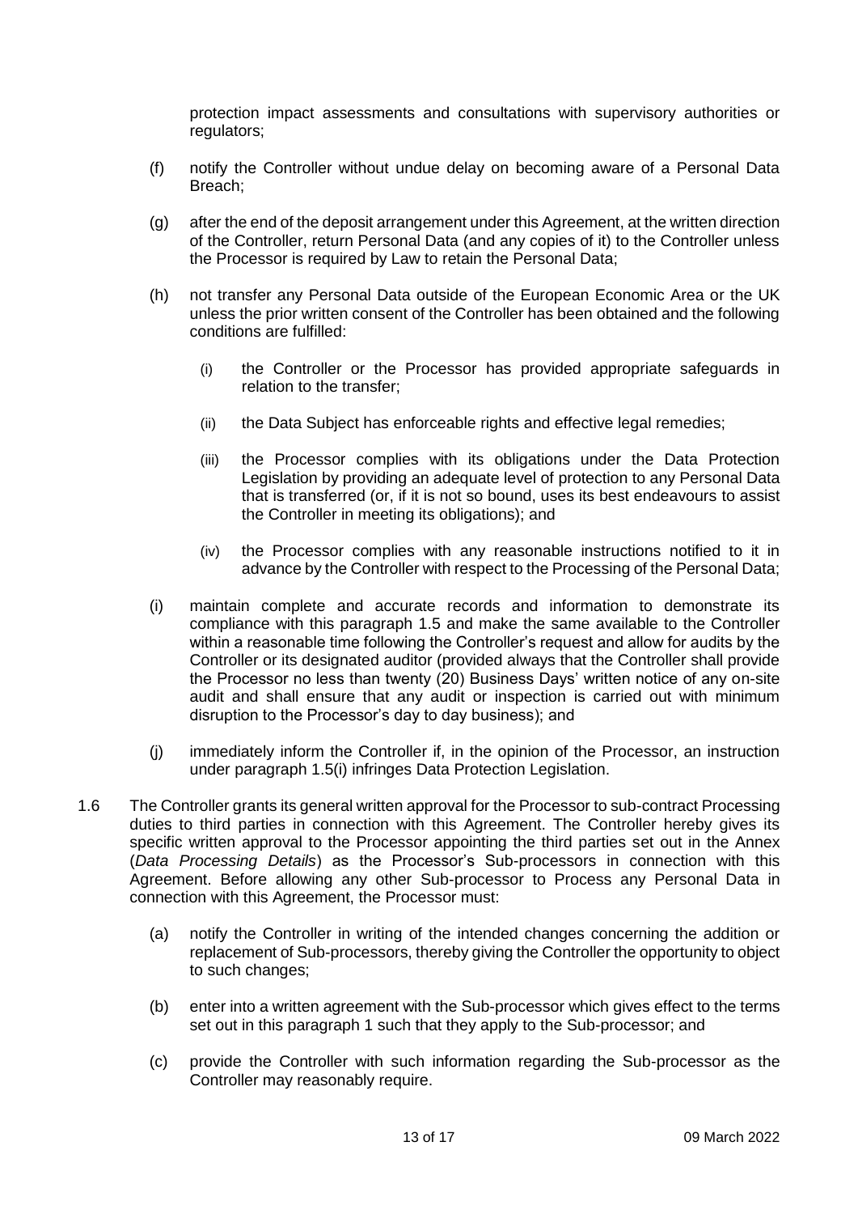protection impact assessments and consultations with supervisory authorities or regulators;

(f) notify the Controller without undue delay on becoming aware of a Personal Data Breach;

(g) after the end of the deposit arrangement under this Agreement, at the written direction of the Controller, return Personal Data (and any copies of it) to the Controller unless the Processor is required by Law to retain the Personal Data;

(h) not transfer any Personal Data outside of the European Economic Area or the UK unless the prior written consent of the Controller has been obtained and the following conditions are fulfilled:

  (i) the Controller or the Processor has provided appropriate safeguards in relation to the transfer;

  (ii) the Data Subject has enforceable rights and effective legal remedies;

  (iii) the Processor complies with its obligations under the Data Protection Legislation by providing an adequate level of protection to any Personal Data that is transferred (or, if it is not so bound, uses its best endeavours to assist the Controller in meeting its obligations); and

  (iv) the Processor complies with any reasonable instructions notified to it in advance by the Controller with respect to the Processing of the Personal Data;

(i) maintain complete and accurate records and information to demonstrate its compliance with this paragraph 1.5 and make the same available to the Controller within a reasonable time following the Controller's request and allow for audits by the Controller or its designated auditor (provided always that the Controller shall provide the Processor no less than twenty (20) Business Days' written notice of any on-site audit and shall ensure that any audit or inspection is carried out with minimum disruption to the Processor's day to day business); and

(j) immediately inform the Controller if, in the opinion of the Processor, an instruction under paragraph 1.5(i) infringes Data Protection Legislation.

1.6 The Controller grants its general written approval for the Processor to sub-contract Processing duties to third parties in connection with this Agreement. The Controller hereby gives its specific written approval to the Processor appointing the third parties set out in the Annex (*Data Processing Details*) as the Processor's Sub-processors in connection with this Agreement. Before allowing any other Sub-processor to Process any Personal Data in connection with this Agreement, the Processor must:

(a) notify the Controller in writing of the intended changes concerning the addition or replacement of Sub-processors, thereby giving the Controller the opportunity to object to such changes;

(b) enter into a written agreement with the Sub-processor which gives effect to the terms set out in this paragraph 1 such that they apply to the Sub-processor; and

(c) provide the Controller with such information regarding the Sub-processor as the Controller may reasonably require.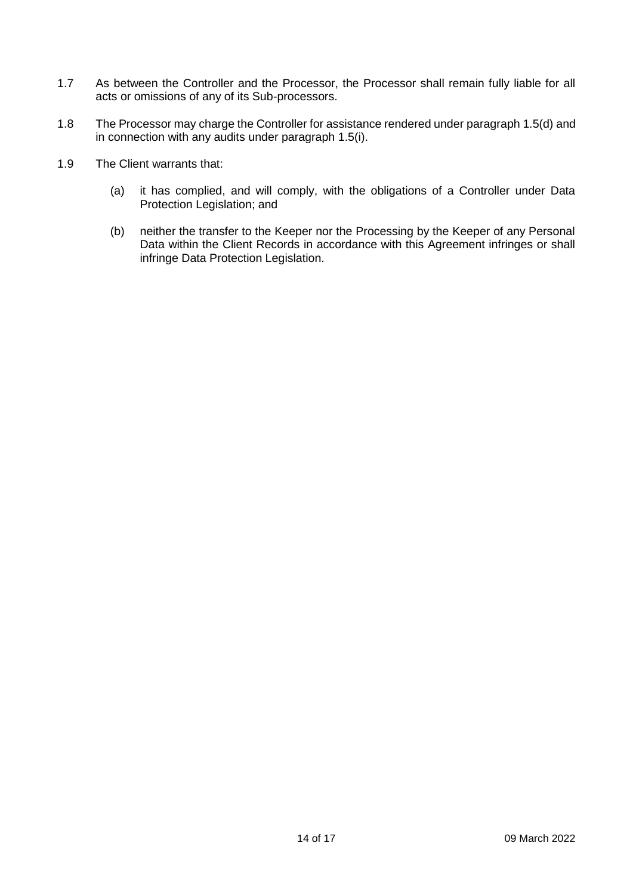1.7 As between the Controller and the Processor, the Processor shall remain fully liable for all acts or omissions of any of its Sub-processors.

1.8 The Processor may charge the Controller for assistance rendered under paragraph 1.5(d) and in connection with any audits under paragraph 1.5(i).

1.9 The Client warrants that:

- (a) it has complied, and will comply, with the obligations of a Controller under Data Protection Legislation; and
- (b) neither the transfer to the Keeper nor the Processing by the Keeper of any Personal Data within the Client Records in accordance with this Agreement infringes or shall infringe Data Protection Legislation.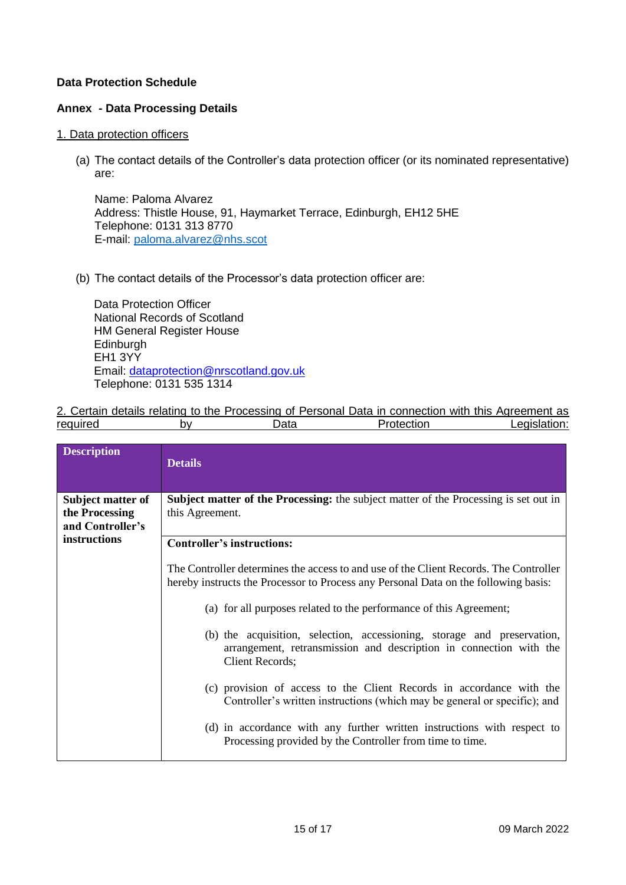**Data Protection Schedule**

**Annex - Data Processing Details**

1. Data protection officers

(a) The contact details of the Controller's data protection officer (or its nominated representative) are:

Name: Paloma Alvarez
Address: Thistle House, 91, Haymarket Terrace, Edinburgh, EH12 5HE
Telephone: 0131 313 8770
E-mail: paloma.alvarez@nhs.scot

(b) The contact details of the Processor's data protection officer are:

Data Protection Officer
National Records of Scotland
HM General Register House
Edinburgh
EH1 3YY
Email: dataprotection@nrscotland.gov.uk
Telephone: 0131 535 1314

2. Certain details relating to the Processing of Personal Data in connection with this Agreement as required by Data Protection Legislation:

| Description | Details |
|---|---|
| **Subject matter of the Processing and Controller's instructions** | **Subject matter of the Processing:** the subject matter of the Processing is set out in this Agreement. |
| | **Controller's instructions:**<br><br>The Controller determines the access to and use of the Client Records. The Controller hereby instructs the Processor to Process any Personal Data on the following basis:<br><br>(a) for all purposes related to the performance of this Agreement;<br><br>(b) the acquisition, selection, accessioning, storage and preservation, arrangement, retransmission and description in connection with the Client Records;<br><br>(c) provision of access to the Client Records in accordance with the Controller's written instructions (which may be general or specific); and<br><br>(d) in accordance with any further written instructions with respect to Processing provided by the Controller from time to time. |

09 March 2022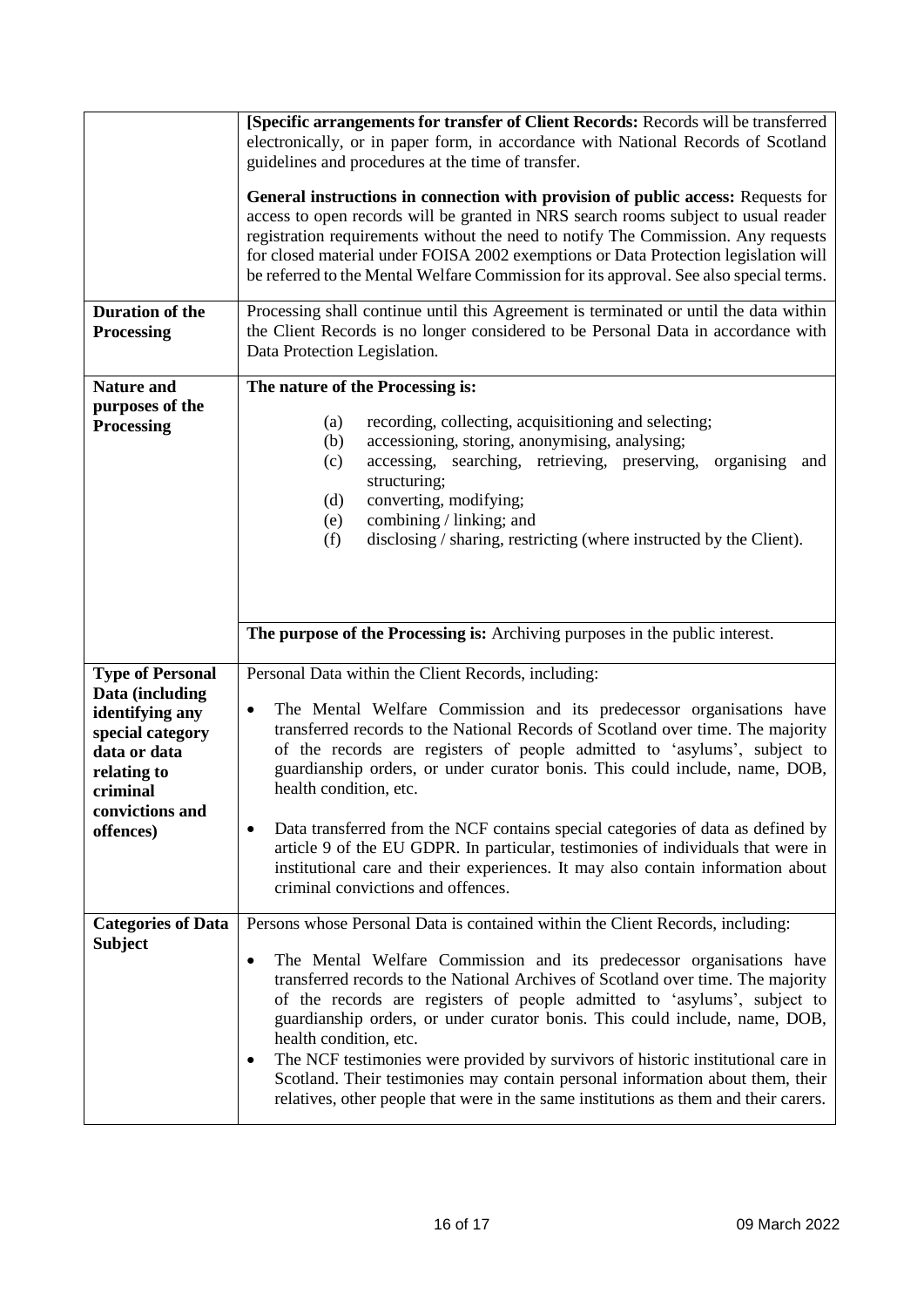| | |
|---|---|
| | **[Specific arrangements for transfer of Client Records:** Records will be transferred electronically, or in paper form, in accordance with National Records of Scotland guidelines and procedures at the time of transfer.<br><br>**General instructions in connection with provision of public access:** Requests for access to open records will be granted in NRS search rooms subject to usual reader registration requirements without the need to notify The Commission. Any requests for closed material under FOISA 2002 exemptions or Data Protection legislation will be referred to the Mental Welfare Commission for its approval. See also special terms. |
| **Duration of the Processing** | Processing shall continue until this Agreement is terminated or until the data within the Client Records is no longer considered to be Personal Data in accordance with Data Protection Legislation. |
| **Nature and purposes of the Processing** | **The nature of the Processing is:**<br><br>(a) recording, collecting, acquisitioning and selecting;<br>(b) accessioning, storing, anonymising, analysing;<br>(c) accessing, searching, retrieving, preserving, organising and structuring;<br>(d) converting, modifying;<br>(e) combining / linking; and<br>(f) disclosing / sharing, restricting (where instructed by the Client).<br><br>**The purpose of the Processing is:** Archiving purposes in the public interest. |
| **Type of Personal Data (including identifying any special category data or data relating to criminal convictions and offences)** | Personal Data within the Client Records, including:<br><br>• The Mental Welfare Commission and its predecessor organisations have transferred records to the National Records of Scotland over time. The majority of the records are registers of people admitted to 'asylums', subject to guardianship orders, or under curator bonis. This could include, name, DOB, health condition, etc.<br><br>• Data transferred from the NCF contains special categories of data as defined by article 9 of the EU GDPR. In particular, testimonies of individuals that were in institutional care and their experiences. It may also contain information about criminal convictions and offences. |
| **Categories of Data Subject** | Persons whose Personal Data is contained within the Client Records, including:<br><br>• The Mental Welfare Commission and its predecessor organisations have transferred records to the National Archives of Scotland over time. The majority of the records are registers of people admitted to 'asylums', subject to guardianship orders, or under curator bonis. This could include, name, DOB, health condition, etc.<br>• The NCF testimonies were provided by survivors of historic institutional care in Scotland. Their testimonies may contain personal information about them, their relatives, other people that were in the same institutions as them and their carers. |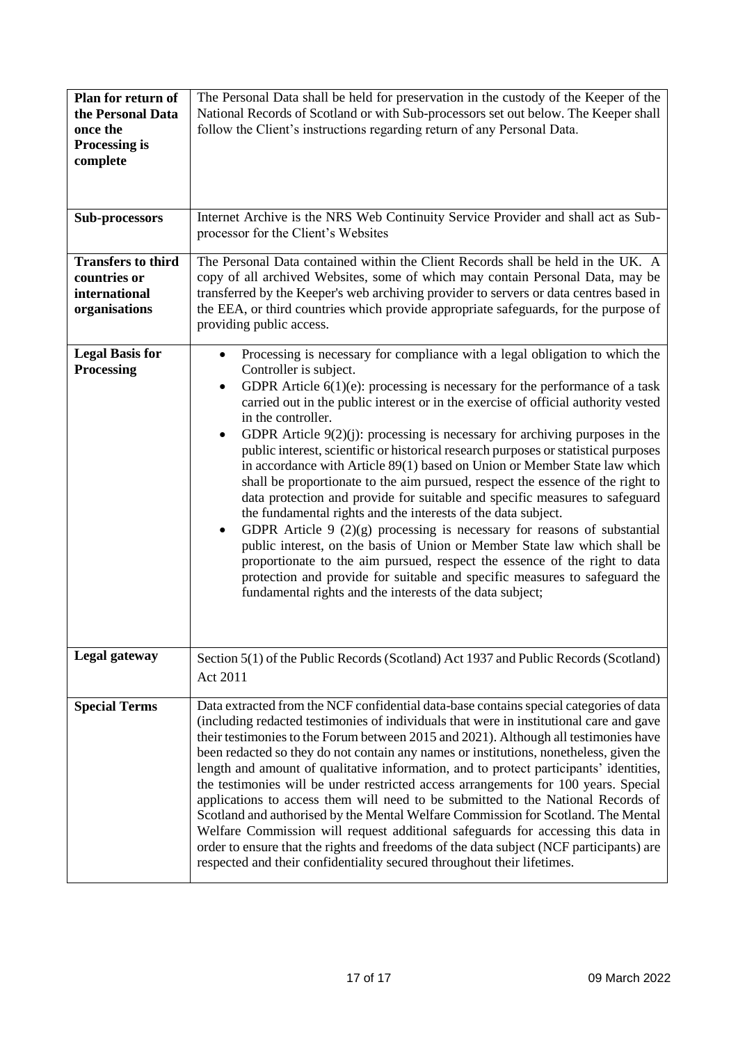| | |
|---|---|
| **Plan for return of the Personal Data once the Processing is complete** | The Personal Data shall be held for preservation in the custody of the Keeper of the National Records of Scotland or with Sub-processors set out below. The Keeper shall follow the Client's instructions regarding return of any Personal Data. |
| **Sub-processors** | Internet Archive is the NRS Web Continuity Service Provider and shall act as Sub-processor for the Client's Websites |
| **Transfers to third countries or international organisations** | The Personal Data contained within the Client Records shall be held in the UK. A copy of all archived Websites, some of which may contain Personal Data, may be transferred by the Keeper's web archiving provider to servers or data centres based in the EEA, or third countries which provide appropriate safeguards, for the purpose of providing public access. |
| **Legal Basis for Processing** | • Processing is necessary for compliance with a legal obligation to which the Controller is subject.<br>• GDPR Article 6(1)(e): processing is necessary for the performance of a task carried out in the public interest or in the exercise of official authority vested in the controller.<br>• GDPR Article 9(2)(j): processing is necessary for archiving purposes in the public interest, scientific or historical research purposes or statistical purposes in accordance with Article 89(1) based on Union or Member State law which shall be proportionate to the aim pursued, respect the essence of the right to data protection and provide for suitable and specific measures to safeguard the fundamental rights and the interests of the data subject.<br>• GDPR Article 9 (2)(g) processing is necessary for reasons of substantial public interest, on the basis of Union or Member State law which shall be proportionate to the aim pursued, respect the essence of the right to data protection and provide for suitable and specific measures to safeguard the fundamental rights and the interests of the data subject; |
| **Legal gateway** | Section 5(1) of the Public Records (Scotland) Act 1937 and Public Records (Scotland) Act 2011 |
| **Special Terms** | Data extracted from the NCF confidential data-base contains special categories of data (including redacted testimonies of individuals that were in institutional care and gave their testimonies to the Forum between 2015 and 2021). Although all testimonies have been redacted so they do not contain any names or institutions, nonetheless, given the length and amount of qualitative information, and to protect participants' identities, the testimonies will be under restricted access arrangements for 100 years. Special applications to access them will need to be submitted to the National Records of Scotland and authorised by the Mental Welfare Commission for Scotland. The Mental Welfare Commission will request additional safeguards for accessing this data in order to ensure that the rights and freedoms of the data subject (NCF participants) are respected and their confidentiality secured throughout their lifetimes. |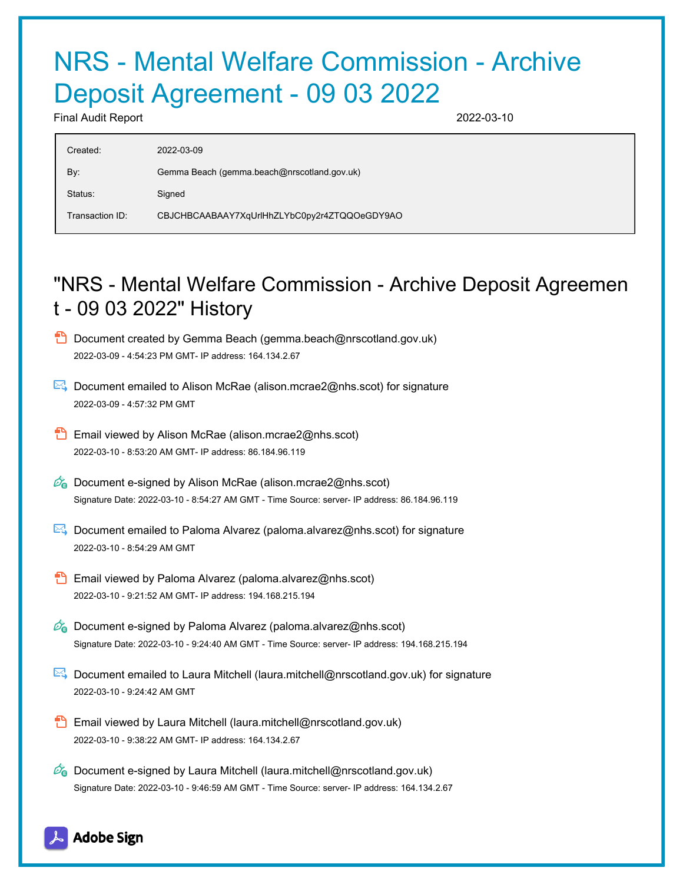# NRS - Mental Welfare Commission - Archive Deposit Agreement - 09 03 2022

Final Audit Report 2022-03-10

| | |
|---|---|
| Created: | 2022-03-09 |
| By: | Gemma Beach (gemma.beach@nrscotland.gov.uk) |
| Status: | Signed |
| Transaction ID: | CBJCHBCAABAAY7XqUrlHhZLYbC0py2r4ZTQQOeGDY9AO |

## "NRS - Mental Welfare Commission - Archive Deposit Agreement - 09 03 2022" History

- Document created by Gemma Beach (gemma.beach@nrscotland.gov.uk)
  2022-03-09 - 4:54:23 PM GMT- IP address: 164.134.2.67

- Document emailed to Alison McRae (alison.mcrae2@nhs.scot) for signature
  2022-03-09 - 4:57:32 PM GMT

- Email viewed by Alison McRae (alison.mcrae2@nhs.scot)
  2022-03-10 - 8:53:20 AM GMT- IP address: 86.184.96.119

- Document e-signed by Alison McRae (alison.mcrae2@nhs.scot)
  Signature Date: 2022-03-10 - 8:54:27 AM GMT - Time Source: server- IP address: 86.184.96.119

- Document emailed to Paloma Alvarez (paloma.alvarez@nhs.scot) for signature
  2022-03-10 - 8:54:29 AM GMT

- Email viewed by Paloma Alvarez (paloma.alvarez@nhs.scot)
  2022-03-10 - 9:21:52 AM GMT- IP address: 194.168.215.194

- Document e-signed by Paloma Alvarez (paloma.alvarez@nhs.scot)
  Signature Date: 2022-03-10 - 9:24:40 AM GMT - Time Source: server- IP address: 194.168.215.194

- Document emailed to Laura Mitchell (laura.mitchell@nrscotland.gov.uk) for signature
  2022-03-10 - 9:24:42 AM GMT

- Email viewed by Laura Mitchell (laura.mitchell@nrscotland.gov.uk)
  2022-03-10 - 9:38:22 AM GMT- IP address: 164.134.2.67

- Document e-signed by Laura Mitchell (laura.mitchell@nrscotland.gov.uk)
  Signature Date: 2022-03-10 - 9:46:59 AM GMT - Time Source: server- IP address: 164.134.2.67

Adobe Sign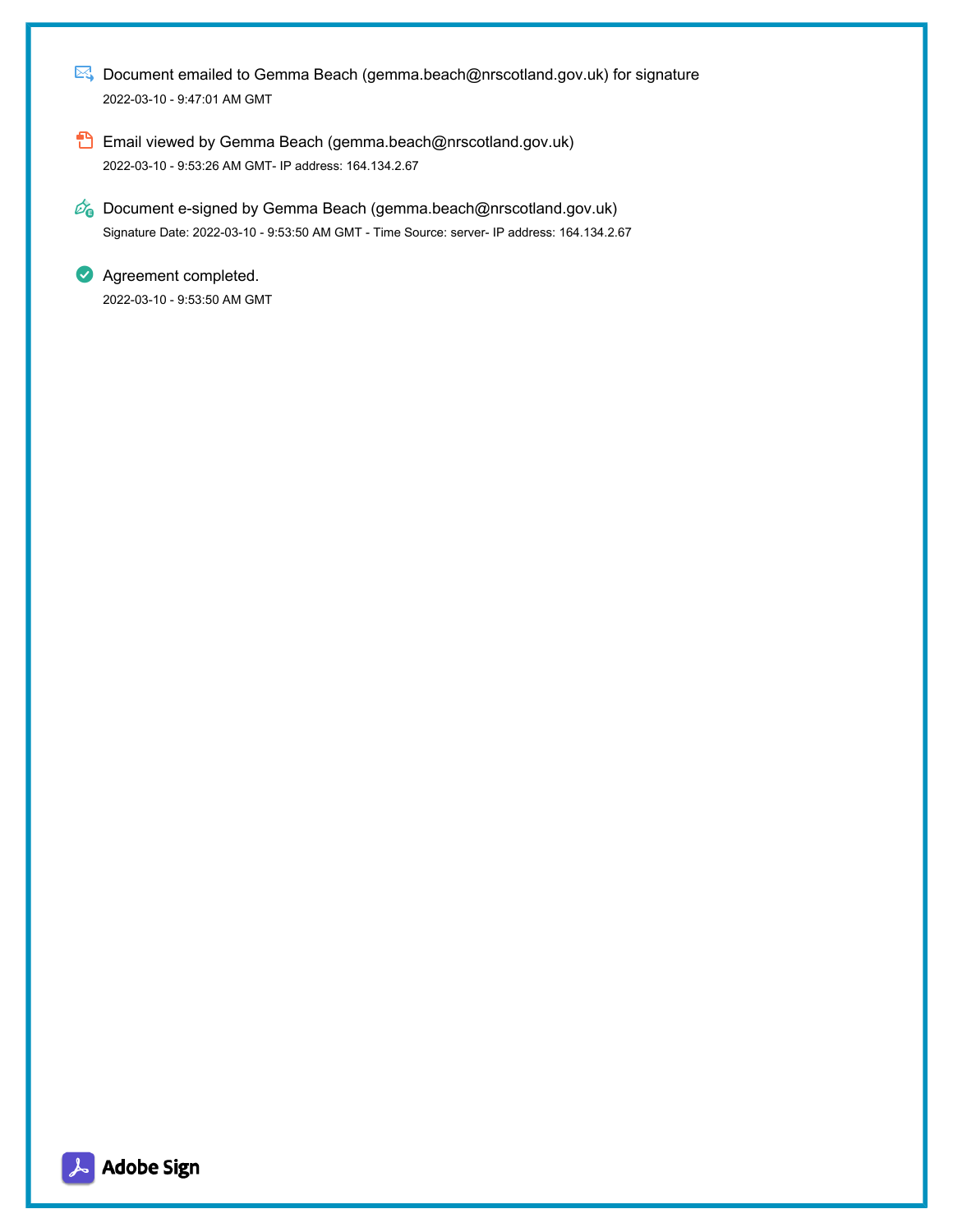Document emailed to Gemma Beach (gemma.beach@nrscotland.gov.uk) for signature

2022-03-10 - 9:47:01 AM GMT

Email viewed by Gemma Beach (gemma.beach@nrscotland.gov.uk)

2022-03-10 - 9:53:26 AM GMT- IP address: 164.134.2.67

Document e-signed by Gemma Beach (gemma.beach@nrscotland.gov.uk)

Signature Date: 2022-03-10 - 9:53:50 AM GMT - Time Source: server- IP address: 164.134.2.67

Agreement completed.

2022-03-10 - 9:53:50 AM GMT

Adobe Sign